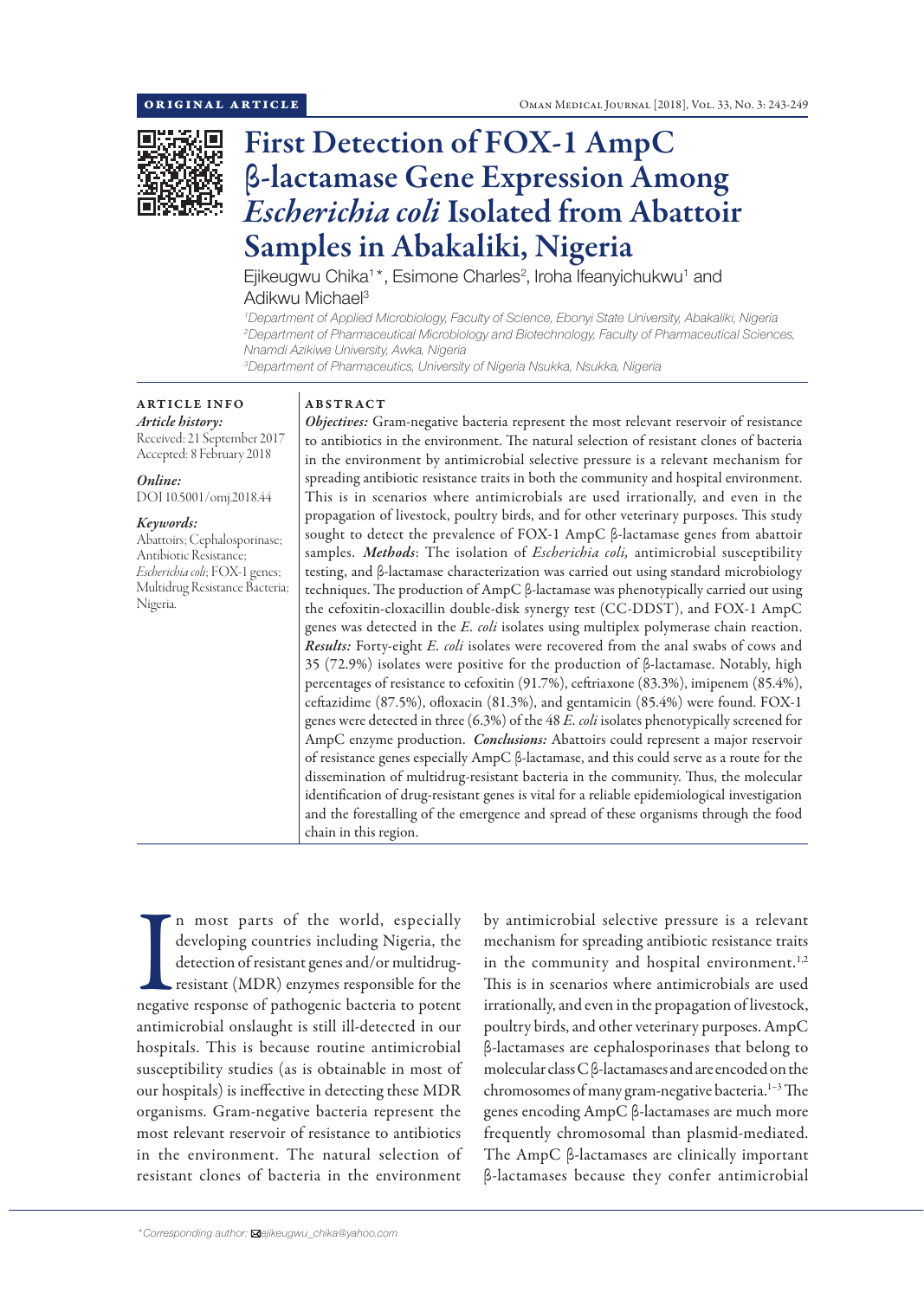ORIGINAL ARTICLE

# First Detection of FOX-1 AmpC β-lactamase Gene Expression Among *Escherichia coli* Isolated from Abattoir Samples in Abakaliki, Nigeria

Ejikeugwu Chika[1]*, Esimone Charles[2], Iroha Ifeanyichukwu[1] and Adikwu Michael[3]

[1]Department of Applied Microbiology, Faculty of Science, Ebonyi State University, Abakaliki, Nigeria
[2]Department of Pharmaceutical Microbiology and Biotechnology, Faculty of Pharmaceutical Sciences, Nnamdi Azikiwe University, Awka, Nigeria
[3]Department of Pharmaceutics, University of Nigeria Nsukka, Nsukka, Nigeria

**ARTICLE INFO**

*Article history:*
Received: 21 September 2017
Accepted: 8 February 2018

*Online:*
DOI 10.5001/omj.2018.44

*Keywords:*
Abattoirs; Cephalosporinase; Antibiotic Resistance; *Escherichia coli*; FOX-1 genes; Multidrug Resistance Bacteria; Nigeria.

**ABSTRACT**

***Objectives:*** Gram-negative bacteria represent the most relevant reservoir of resistance to antibiotics in the environment. The natural selection of resistant clones of bacteria in the environment by antimicrobial selective pressure is a relevant mechanism for spreading antibiotic resistance traits in both the community and hospital environment. This is in scenarios where antimicrobials are used irrationally, and even in the propagation of livestock, poultry birds, and for other veterinary purposes. This study sought to detect the prevalence of FOX-1 AmpC β-lactamase genes from abattoir samples. ***Methods***: The isolation of *Escherichia coli,* antimicrobial susceptibility testing, and β-lactamase characterization was carried out using standard microbiology techniques. The production of AmpC β-lactamase was phenotypically carried out using the cefoxitin-cloxacillin double-disk synergy test (CC-DDST), and FOX-1 AmpC genes was detected in the *E. coli* isolates using multiplex polymerase chain reaction. ***Results:*** Forty-eight *E. coli* isolates were recovered from the anal swabs of cows and 35 (72.9%) isolates were positive for the production of β-lactamase. Notably, high percentages of resistance to cefoxitin (91.7%), ceftriaxone (83.3%), imipenem (85.4%), ceftazidime (87.5%), ofloxacin (81.3%), and gentamicin (85.4%) were found. FOX-1 genes were detected in three (6.3%) of the 48 *E. coli* isolates phenotypically screened for AmpC enzyme production. ***Conclusions:*** Abattoirs could represent a major reservoir of resistance genes especially AmpC β-lactamase, and this could serve as a route for the dissemination of multidrug-resistant bacteria in the community. Thus, the molecular identification of drug-resistant genes is vital for a reliable epidemiological investigation and the forestalling of the emergence and spread of these organisms through the food chain in this region.

In most parts of the world, especially developing countries including Nigeria, the detection of resistant genes and/or multidrug-resistant (MDR) enzymes responsible for the negative response of pathogenic bacteria to potent antimicrobial onslaught is still ill-detected in our hospitals. This is because routine antimicrobial susceptibility studies (as is obtainable in most of our hospitals) is ineffective in detecting these MDR organisms. Gram-negative bacteria represent the most relevant reservoir of resistance to antibiotics in the environment. The natural selection of resistant clones of bacteria in the environment by antimicrobial selective pressure is a relevant mechanism for spreading antibiotic resistance traits in the community and hospital environment.[1,2] This is in scenarios where antimicrobials are used irrationally, and even in the propagation of livestock, poultry birds, and other veterinary purposes. AmpC β-lactamases are cephalosporinases that belong to molecular class C β-lactamases and are encoded on the chromosomes of many gram-negative bacteria.[1–3] The genes encoding AmpC β-lactamases are much more frequently chromosomal than plasmid-mediated. The AmpC β-lactamases are clinically important β-lactamases because they confer antimicrobial

*Corresponding author: ejikeugwu_chika@yahoo.com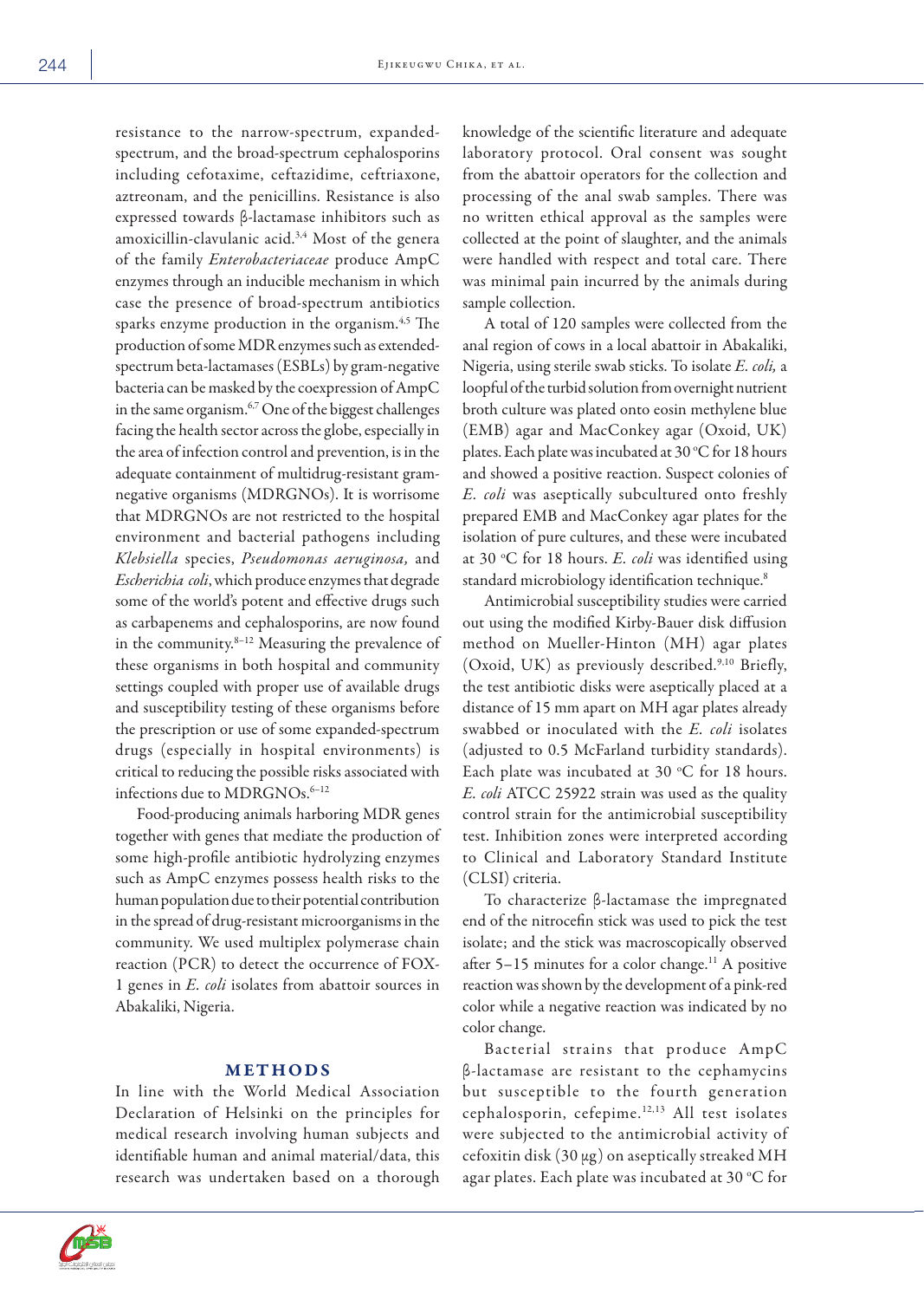resistance to the narrow-spectrum, expanded-spectrum, and the broad-spectrum cephalosporins including cefotaxime, ceftazidime, ceftriaxone, aztreonam, and the penicillins. Resistance is also expressed towards β-lactamase inhibitors such as amoxicillin-clavulanic acid.[3,4] Most of the genera of the family *Enterobacteriaceae* produce AmpC enzymes through an inducible mechanism in which case the presence of broad-spectrum antibiotics sparks enzyme production in the organism.[4,5] The production of some MDR enzymes such as extended-spectrum beta-lactamases (ESBLs) by gram-negative bacteria can be masked by the coexpression of AmpC in the same organism.[6,7] One of the biggest challenges facing the health sector across the globe, especially in the area of infection control and prevention, is in the adequate containment of multidrug-resistant gram-negative organisms (MDRGNOs). It is worrisome that MDRGNOs are not restricted to the hospital environment and bacterial pathogens including *Klebsiella* species, *Pseudomonas aeruginosa,* and *Escherichia coli*, which produce enzymes that degrade some of the world's potent and effective drugs such as carbapenems and cephalosporins, are now found in the community.[8–12] Measuring the prevalence of these organisms in both hospital and community settings coupled with proper use of available drugs and susceptibility testing of these organisms before the prescription or use of some expanded-spectrum drugs (especially in hospital environments) is critical to reducing the possible risks associated with infections due to MDRGNOs.[6–12]

Food-producing animals harboring MDR genes together with genes that mediate the production of some high-profile antibiotic hydrolyzing enzymes such as AmpC enzymes possess health risks to the human population due to their potential contribution in the spread of drug-resistant microorganisms in the community. We used multiplex polymerase chain reaction (PCR) to detect the occurrence of FOX-1 genes in *E. coli* isolates from abattoir sources in Abakaliki, Nigeria.

## METHODS

In line with the World Medical Association Declaration of Helsinki on the principles for medical research involving human subjects and identifiable human and animal material/data, this research was undertaken based on a thorough knowledge of the scientific literature and adequate laboratory protocol. Oral consent was sought from the abattoir operators for the collection and processing of the anal swab samples. There was no written ethical approval as the samples were collected at the point of slaughter, and the animals were handled with respect and total care. There was minimal pain incurred by the animals during sample collection.

A total of 120 samples were collected from the anal region of cows in a local abattoir in Abakaliki, Nigeria, using sterile swab sticks. To isolate *E. coli,* a loopful of the turbid solution from overnight nutrient broth culture was plated onto eosin methylene blue (EMB) agar and MacConkey agar (Oxoid, UK) plates. Each plate was incubated at 30 °C for 18 hours and showed a positive reaction. Suspect colonies of *E. coli* was aseptically subcultured onto freshly prepared EMB and MacConkey agar plates for the isolation of pure cultures, and these were incubated at 30 °C for 18 hours. *E. coli* was identified using standard microbiology identification technique.[8]

Antimicrobial susceptibility studies were carried out using the modified Kirby-Bauer disk diffusion method on Mueller-Hinton (MH) agar plates (Oxoid, UK) as previously described.[9,10] Briefly, the test antibiotic disks were aseptically placed at a distance of 15 mm apart on MH agar plates already swabbed or inoculated with the *E. coli* isolates (adjusted to 0.5 McFarland turbidity standards). Each plate was incubated at 30 °C for 18 hours. *E. coli* ATCC 25922 strain was used as the quality control strain for the antimicrobial susceptibility test. Inhibition zones were interpreted according to Clinical and Laboratory Standard Institute (CLSI) criteria.

To characterize β-lactamase the impregnated end of the nitrocefin stick was used to pick the test isolate; and the stick was macroscopically observed after 5–15 minutes for a color change.[11] A positive reaction was shown by the development of a pink-red color while a negative reaction was indicated by no color change.

Bacterial strains that produce AmpC β-lactamase are resistant to the cephamycins but susceptible to the fourth generation cephalosporin, cefepime.[12,13] All test isolates were subjected to the antimicrobial activity of cefoxitin disk (30 μg) on aseptically streaked MH agar plates. Each plate was incubated at 30 °C for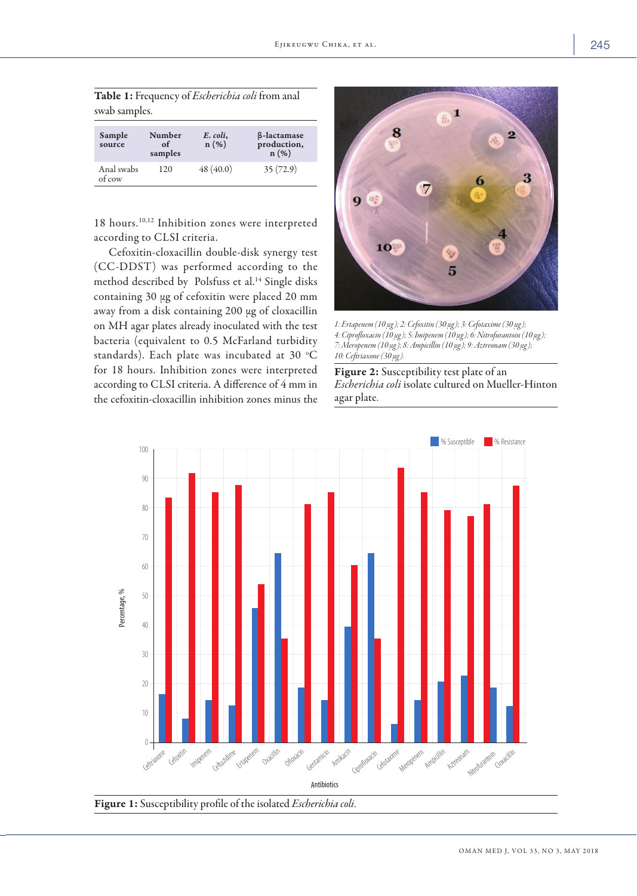**Table 1:** Frequency of *Escherichia coli* from anal swab samples.

| Sample source | Number of samples | *E. coli*, n (%) | β-lactamase production, n (%) |
|---|---|---|---|
| Anal swabs of cow | 120 | 48 (40.0) | 35 (72.9) |

18 hours.[10,12] Inhibition zones were interpreted according to CLSI criteria.

Cefoxitin-cloxacillin double-disk synergy test (CC-DDST) was performed according to the method described by Polsfuss et al.[14] Single disks containing 30 µg of cefoxitin were placed 20 mm away from a disk containing 200 µg of cloxacillin on MH agar plates already inoculated with the test bacteria (equivalent to 0.5 McFarland turbidity standards). Each plate was incubated at 30 °C for 18 hours. Inhibition zones were interpreted according to CLSI criteria. A difference of 4 mm in the cefoxitin-cloxacillin inhibition zones minus the

*1: Ertapenem (10 µg); 2: Cefoxitin (30 µg); 3: Cefotaxime (30 µg); 4: Ciprofloxacin (10 µg); 5: Imipenem (10 µg); 6: Nitrofurantoin (10 µg); 7: Meropenem (10 µg); 8: Ampicillin (10 µg); 9: Aztreonam (30 µg); 10: Ceftriaxone (30 µg).*

**Figure 2:** Susceptibility test plate of an *Escherichia coli* isolate cultured on Mueller-Hinton agar plate.

**Figure 1:** Susceptibility profile of the isolated *Escherichia coli*.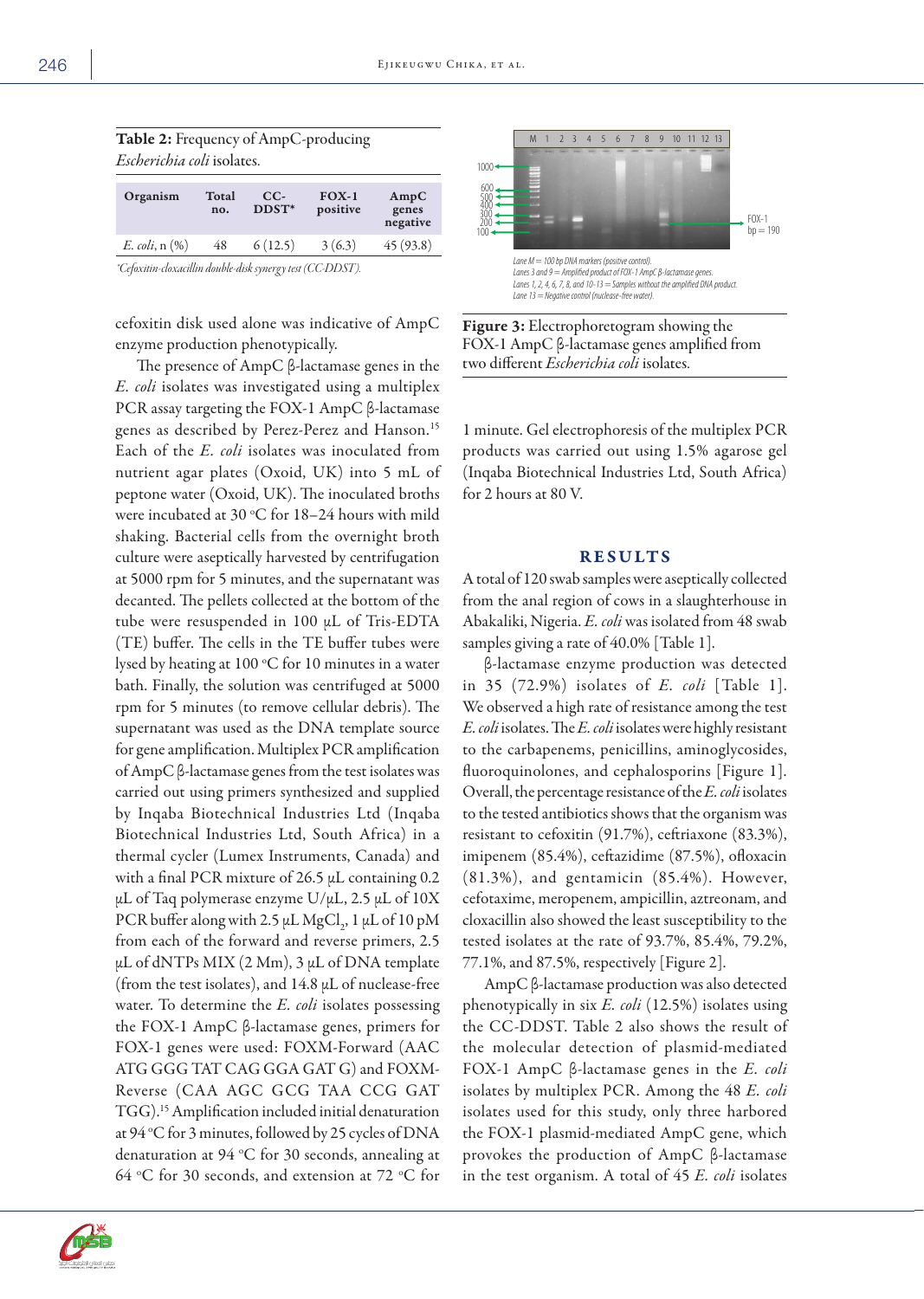**Table 2:** Frequency of AmpC-producing *Escherichia coli* isolates.

| Organism | Total no. | CC-DDST* | FOX-1 positive | AmpC genes negative |
|---|---|---|---|---|
| *E. coli*, n (%) | 48 | 6 (12.5) | 3 (6.3) | 45 (93.8) |

*Cefoxitin-cloxacillin double-disk synergy test (CC-DDST).

cefoxitin disk used alone was indicative of AmpC enzyme production phenotypically.

The presence of AmpC β-lactamase genes in the *E. coli* isolates was investigated using a multiplex PCR assay targeting the FOX-1 AmpC β-lactamase genes as described by Perez-Perez and Hanson.[15] Each of the *E. coli* isolates was inoculated from nutrient agar plates (Oxoid, UK) into 5 mL of peptone water (Oxoid, UK). The inoculated broths were incubated at 30 °C for 18–24 hours with mild shaking. Bacterial cells from the overnight broth culture were aseptically harvested by centrifugation at 5000 rpm for 5 minutes, and the supernatant was decanted. The pellets collected at the bottom of the tube were resuspended in 100 µL of Tris-EDTA (TE) buffer. The cells in the TE buffer tubes were lysed by heating at 100 °C for 10 minutes in a water bath. Finally, the solution was centrifuged at 5000 rpm for 5 minutes (to remove cellular debris). The supernatant was used as the DNA template source for gene amplification. Multiplex PCR amplification of AmpC β-lactamase genes from the test isolates was carried out using primers synthesized and supplied by Inqaba Biotechnical Industries Ltd (Inqaba Biotechnical Industries Ltd, South Africa) in a thermal cycler (Lumex Instruments, Canada) and with a final PCR mixture of 26.5 µL containing 0.2 µL of Taq polymerase enzyme U/µL, 2.5 µL of 10X PCR buffer along with 2.5 µL $MgCl_2$, 1 µL of 10 pM from each of the forward and reverse primers, 2.5 µL of dNTPs MIX (2 Mm), 3 µL of DNA template (from the test isolates), and 14.8 µL of nuclease-free water. To determine the *E. coli* isolates possessing the FOX-1 AmpC β-lactamase genes, primers for FOX-1 genes were used: FOXM-Forward (AAC ATG GGG TAT CAG GGA GAT G) and FOXM-Reverse (CAA AGC GCG TAA CCG GAT TGG).[15] Amplification included initial denaturation at 94 °C for 3 minutes, followed by 25 cycles of DNA denaturation at 94 °C for 30 seconds, annealing at 64 °C for 30 seconds, and extension at 72 °C for 1 minute. Gel electrophoresis of the multiplex PCR products was carried out using 1.5% agarose gel (Inqaba Biotechnical Industries Ltd, South Africa) for 2 hours at 80 V.

Lane M = 100 bp DNA markers (positive control).
Lanes 3 and 9 = Amplified product of FOX-1 AmpC β-lactamase genes.
Lanes 1, 2, 4, 6, 7, 8, and 10-13 = Samples without the amplified DNA product.
Lane 13 = Negative control (nuclease-free water).

**Figure 3:** Electrophoretogram showing the FOX-1 AmpC β-lactamase genes amplified from two different *Escherichia coli* isolates.

## RESULTS

A total of 120 swab samples were aseptically collected from the anal region of cows in a slaughterhouse in Abakaliki, Nigeria. *E. coli* was isolated from 48 swab samples giving a rate of 40.0% [Table 1].

β-lactamase enzyme production was detected in 35 (72.9%) isolates of *E. coli* [Table 1]. We observed a high rate of resistance among the test *E. coli* isolates. The *E. coli* isolates were highly resistant to the carbapenems, penicillins, aminoglycosides, fluoroquinolones, and cephalosporins [Figure 1]. Overall, the percentage resistance of the *E. coli* isolates to the tested antibiotics shows that the organism was resistant to cefoxitin (91.7%), ceftriaxone (83.3%), imipenem (85.4%), ceftazidime (87.5%), ofloxacin (81.3%), and gentamicin (85.4%). However, cefotaxime, meropenem, ampicillin, aztreonam, and cloxacillin also showed the least susceptibility to the tested isolates at the rate of 93.7%, 85.4%, 79.2%, 77.1%, and 87.5%, respectively [Figure 2].

AmpC β-lactamase production was also detected phenotypically in six *E. coli* (12.5%) isolates using the CC-DDST. Table 2 also shows the result of the molecular detection of plasmid-mediated FOX-1 AmpC β-lactamase genes in the *E. coli* isolates by multiplex PCR. Among the 48 *E. coli* isolates used for this study, only three harbored the FOX-1 plasmid-mediated AmpC gene, which provokes the production of AmpC β-lactamase in the test organism. A total of 45 *E. coli* isolates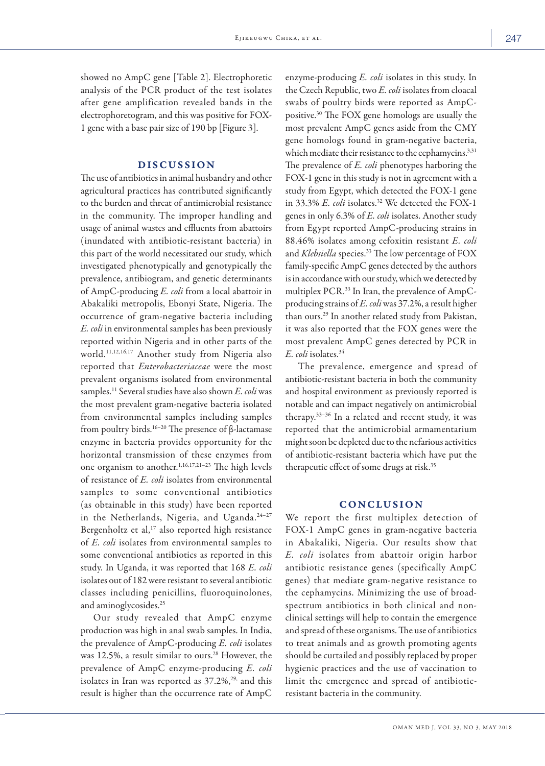showed no AmpC gene [Table 2]. Electrophoretic analysis of the PCR product of the test isolates after gene amplification revealed bands in the electrophoretogram, and this was positive for FOX-1 gene with a base pair size of 190 bp [Figure 3].

## DISCUSSION

The use of antibiotics in animal husbandry and other agricultural practices has contributed significantly to the burden and threat of antimicrobial resistance in the community. The improper handling and usage of animal wastes and effluents from abattoirs (inundated with antibiotic-resistant bacteria) in this part of the world necessitated our study, which investigated phenotypically and genotypically the prevalence, antibiogram, and genetic determinants of AmpC-producing *E. coli* from a local abattoir in Abakaliki metropolis, Ebonyi State, Nigeria. The occurrence of gram-negative bacteria including *E. coli* in environmental samples has been previously reported within Nigeria and in other parts of the world.[11,12,16,17] Another study from Nigeria also reported that *Enterobacteriaceae* were the most prevalent organisms isolated from environmental samples.[11] Several studies have also shown *E. coli* was the most prevalent gram-negative bacteria isolated from environmental samples including samples from poultry birds.[16–20] The presence of β-lactamase enzyme in bacteria provides opportunity for the horizontal transmission of these enzymes from one organism to another.[1,16,17,21–23] The high levels of resistance of *E. coli* isolates from environmental samples to some conventional antibiotics (as obtainable in this study) have been reported in the Netherlands, Nigeria, and Uganda.[24–27] Bergenholtz et al,[17] also reported high resistance of *E. coli* isolates from environmental samples to some conventional antibiotics as reported in this study. In Uganda, it was reported that 168 *E. coli* isolates out of 182 were resistant to several antibiotic classes including penicillins, fluoroquinolones, and aminoglycosides.[25]

Our study revealed that AmpC enzyme production was high in anal swab samples. In India, the prevalence of AmpC-producing *E. coli* isolates was 12.5%, a result similar to ours.[28] However, the prevalence of AmpC enzyme-producing *E. coli* isolates in Iran was reported as 37.2%,[29,] and this result is higher than the occurrence rate of AmpC enzyme-producing *E. coli* isolates in this study. In the Czech Republic, two *E. coli* isolates from cloacal swabs of poultry birds were reported as AmpC-positive.[30] The FOX gene homologs are usually the most prevalent AmpC genes aside from the CMY gene homologs found in gram-negative bacteria, which mediate their resistance to the cephamycins.[3,31] The prevalence of *E. coli* phenotypes harboring the FOX-1 gene in this study is not in agreement with a study from Egypt, which detected the FOX-1 gene in 33.3% *E. coli* isolates.[32] We detected the FOX-1 genes in only 6.3% of *E. coli* isolates. Another study from Egypt reported AmpC-producing strains in 88.46% isolates among cefoxitin resistant *E. coli* and *Klebsiella* species.[33] The low percentage of FOX family-specific AmpC genes detected by the authors is in accordance with our study, which we detected by multiplex PCR.[33] In Iran, the prevalence of AmpC-producing strains of *E. coli* was 37.2%, a result higher than ours.[29] In another related study from Pakistan, it was also reported that the FOX genes were the most prevalent AmpC genes detected by PCR in *E. coli* isolates.[34]

The prevalence, emergence and spread of antibiotic-resistant bacteria in both the community and hospital environment as previously reported is notable and can impact negatively on antimicrobial therapy.[33–36] In a related and recent study, it was reported that the antimicrobial armamentarium might soon be depleted due to the nefarious activities of antibiotic-resistant bacteria which have put the therapeutic effect of some drugs at risk.[35]

## CONCLUSION

We report the first multiplex detection of FOX-1 AmpC genes in gram-negative bacteria in Abakaliki, Nigeria. Our results show that *E. coli* isolates from abattoir origin harbor antibiotic resistance genes (specifically AmpC genes) that mediate gram-negative resistance to the cephamycins. Minimizing the use of broad-spectrum antibiotics in both clinical and non-clinical settings will help to contain the emergence and spread of these organisms. The use of antibiotics to treat animals and as growth promoting agents should be curtailed and possibly replaced by proper hygienic practices and the use of vaccination to limit the emergence and spread of antibiotic-resistant bacteria in the community.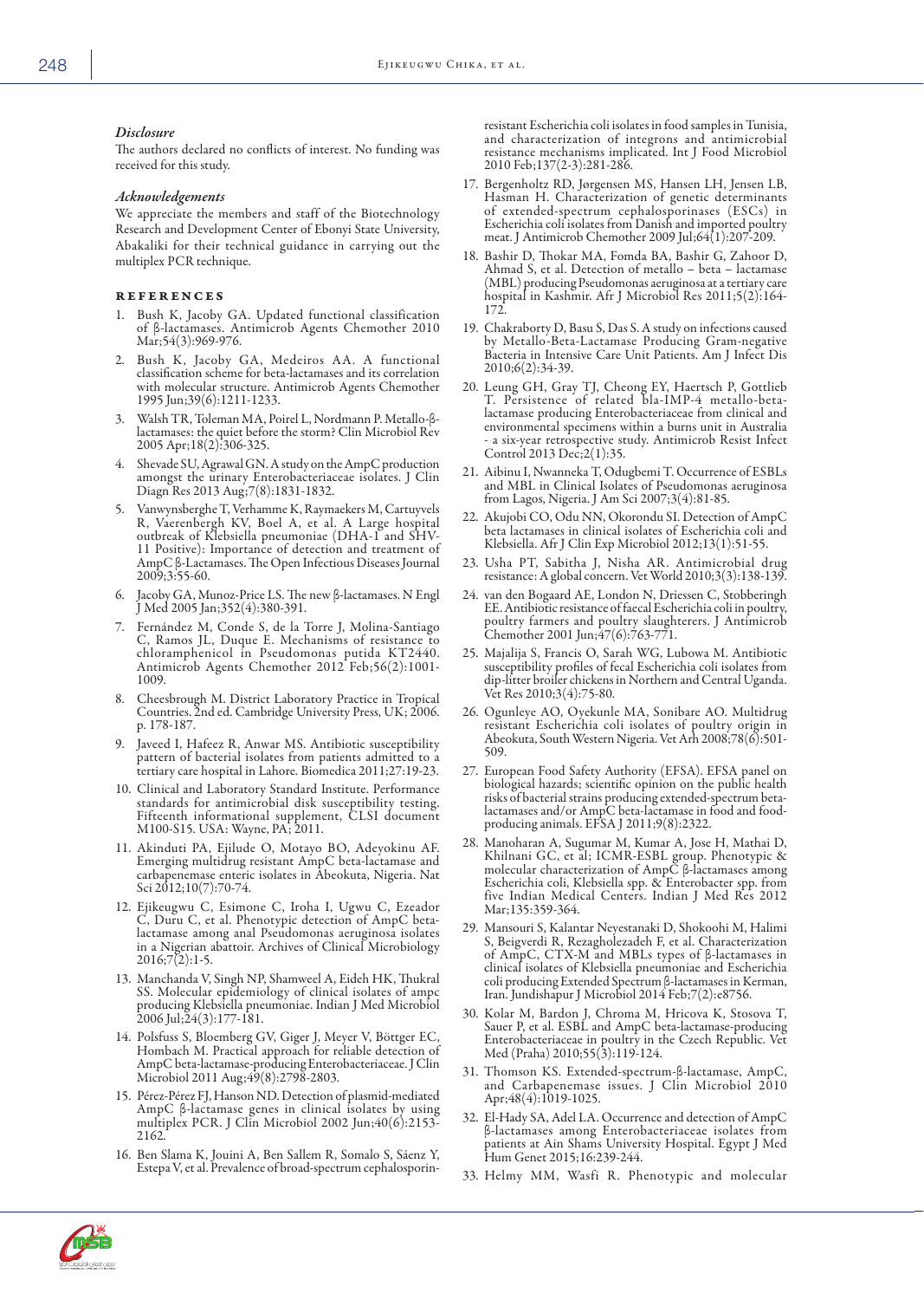### *Disclosure*

The authors declared no conflicts of interest. No funding was received for this study.

### *Acknowledgements*

We appreciate the members and staff of the Biotechnology Research and Development Center of Ebonyi State University, Abakaliki for their technical guidance in carrying out the multiplex PCR technique.

## References

1. Bush K, Jacoby GA. Updated functional classification of β-lactamases. Antimicrob Agents Chemother 2010 Mar;54(3):969-976.
2. Bush K, Jacoby GA, Medeiros AA. A functional classification scheme for beta-lactamases and its correlation with molecular structure. Antimicrob Agents Chemother 1995 Jun;39(6):1211-1233.
3. Walsh TR, Toleman MA, Poirel L, Nordmann P. Metallo-β-lactamases: the quiet before the storm? Clin Microbiol Rev 2005 Apr;18(2):306-325.
4. Shevade SU, Agrawal GN. A study on the AmpC production amongst the urinary Enterobacteriaceae isolates. J Clin Diagn Res 2013 Aug;7(8):1831-1832.
5. Vanwynsberghe T, Verhamme K, Raymaekers M, Cartuyvels R, Vaerenbergh KV, Boel A, et al. A Large hospital outbreak of Klebsiella pneumoniae (DHA-1 and SHV-11 Positive): Importance of detection and treatment of AmpC β-Lactamases. The Open Infectious Diseases Journal 2009;3:55-60.
6. Jacoby GA, Munoz-Price LS. The new β-lactamases. N Engl J Med 2005 Jan;352(4):380-391.
7. Fernández M, Conde S, de la Torre J, Molina-Santiago C, Ramos JL, Duque E. Mechanisms of resistance to chloramphenicol in Pseudomonas putida KT2440. Antimicrob Agents Chemother 2012 Feb;56(2):1001-1009.
8. Cheesbrough M. District Laboratory Practice in Tropical Countries. 2nd ed. Cambridge University Press, UK; 2006. p. 178-187.
9. Javeed I, Hafeez R, Anwar MS. Antibiotic susceptibility pattern of bacterial isolates from patients admitted to a tertiary care hospital in Lahore. Biomedica 2011;27:19-23.
10. Clinical and Laboratory Standard Institute. Performance standards for antimicrobial disk susceptibility testing. Fifteenth informational supplement, CLSI document M100-S15. USA: Wayne, PA; 2011.
11. Akinduti PA, Ejilude O, Motayo BO, Adeyokinu AF. Emerging multidrug resistant AmpC beta-lactamase and carbapenemase enteric isolates in Abeokuta, Nigeria. Nat Sci 2012;10(7):70-74.
12. Ejikeugwu C, Esimone C, Iroha I, Ugwu C, Ezeador C, Duru C, et al. Phenotypic detection of AmpC beta-lactamase among anal Pseudomonas aeruginosa isolates in a Nigerian abattoir. Archives of Clinical Microbiology 2016;7(2):1-5.
13. Manchanda V, Singh NP, Shamweel A, Eideh HK, Thukral SS. Molecular epidemiology of clinical isolates of ampc producing Klebsiella pneumoniae. Indian J Med Microbiol 2006 Jul;24(3):177-181.
14. Polsfuss S, Bloemberg GV, Giger J, Meyer V, Böttger EC, Hombach M. Practical approach for reliable detection of AmpC beta-lactamase-producing Enterobacteriaceae. J Clin Microbiol 2011 Aug;49(8):2798-2803.
15. Pérez-Pérez FJ, Hanson ND. Detection of plasmid-mediated AmpC β-lactamase genes in clinical isolates by using multiplex PCR. J Clin Microbiol 2002 Jun;40(6):2153-2162.
16. Ben Slama K, Jouini A, Ben Sallem R, Somalo S, Sáenz Y, Estepa V, et al. Prevalence of broad-spectrum cephalosporin-resistant Escherichia coli isolates in food samples in Tunisia, and characterization of integrons and antimicrobial resistance mechanisms implicated. Int J Food Microbiol 2010 Feb;137(2-3):281-286.
17. Bergenholtz RD, Jørgensen MS, Hansen LH, Jensen LB, Hasman H. Characterization of genetic determinants of extended-spectrum cephalosporinases (ESCs) in Escherichia coli isolates from Danish and imported poultry meat. J Antimicrob Chemother 2009 Jul;64(1):207-209.
18. Bashir D, Thokar MA, Fomda BA, Bashir G, Zahoor D, Ahmad S, et al. Detection of metallo – beta – lactamase (MBL) producing Pseudomonas aeruginosa at a tertiary care hospital in Kashmir. Afr J Microbiol Res 2011;5(2):164-172.
19. Chakraborty D, Basu S, Das S. A study on infections caused by Metallo-Beta-Lactamase Producing Gram-negative Bacteria in Intensive Care Unit Patients. Am J Infect Dis 2010;6(2):34-39.
20. Leung GH, Gray TJ, Cheong EY, Haertsch P, Gottlieb T. Persistence of related bla-IMP-4 metallo-beta-lactamase producing Enterobacteriaceae from clinical and environmental specimens within a burns unit in Australia - a six-year retrospective study. Antimicrob Resist Infect Control 2013 Dec;2(1):35.
21. Aibinu I, Nwanneka T, Odugbemi T. Occurrence of ESBLs and MBL in Clinical Isolates of Pseudomonas aeruginosa from Lagos, Nigeria. J Am Sci 2007;3(4):81-85.
22. Akujobi CO, Odu NN, Okorondu SI. Detection of AmpC beta lactamases in clinical isolates of Escherichia coli and Klebsiella. Afr J Clin Exp Microbiol 2012;13(1):51-55.
23. Usha PT, Sabitha J, Nisha AR. Antimicrobial drug resistance: A global concern. Vet World 2010;3(3):138-139.
24. van den Bogaard AE, London N, Driessen C, Stobberingh EE. Antibiotic resistance of faecal Escherichia coli in poultry, poultry farmers and poultry slaughterers. J Antimicrob Chemother 2001 Jun;47(6):763-771.
25. Majalija S, Francis O, Sarah WG, Lubowa M. Antibiotic susceptibility profiles of fecal Escherichia coli isolates from dip-litter broiler chickens in Northern and Central Uganda. Vet Res 2010;3(4):75-80.
26. Ogunleye AO, Oyekunle MA, Sonibare AO. Multidrug resistant Escherichia coli isolates of poultry origin in Abeokuta, South Western Nigeria. Vet Arh 2008;78(6):501-509.
27. European Food Safety Authority (EFSA). EFSA panel on biological hazards; scientific opinion on the public health risks of bacterial strains producing extended-spectrum beta-lactamases and/or AmpC beta-lactamase in food and food-producing animals. EFSA J 2011;9(8):2322.
28. Manoharan A, Sugumar M, Kumar A, Jose H, Mathai D, Khilnani GC, et al; ICMR-ESBL group. Phenotypic & molecular characterization of AmpC β-lactamases among Escherichia coli, Klebsiella spp. & Enterobacter spp. from five Indian Medical Centers. Indian J Med Res 2012 Mar;135:359-364.
29. Mansouri S, Kalantar Neyestanaki D, Shokoohi M, Halimi S, Beigverdi R, Rezagholezadeh F, et al. Characterization of AmpC, CTX-M and MBLs types of β-lactamases in clinical isolates of Klebsiella pneumoniae and Escherichia coli producing Extended Spectrum β-lactamases in Kerman, Iran. Jundishapur J Microbiol 2014 Feb;7(2):e8756.
30. Kolar M, Bardon J, Chroma M, Hricova K, Stosova T, Sauer P, et al. ESBL and AmpC beta-lactamase-producing Enterobacteriaceae in poultry in the Czech Republic. Vet Med (Praha) 2010;55(3):119-124.
31. Thomson KS. Extended-spectrum-β-lactamase, AmpC, and Carbapenemase issues. J Clin Microbiol 2010 Apr;48(4):1019-1025.
32. El-Hady SA, Adel LA. Occurrence and detection of AmpC β-lactamases among Enterobacteriaceae isolates from patients at Ain Shams University Hospital. Egypt J Med Hum Genet 2015;16:239-244.
33. Helmy MM, Wasfi R. Phenotypic and molecular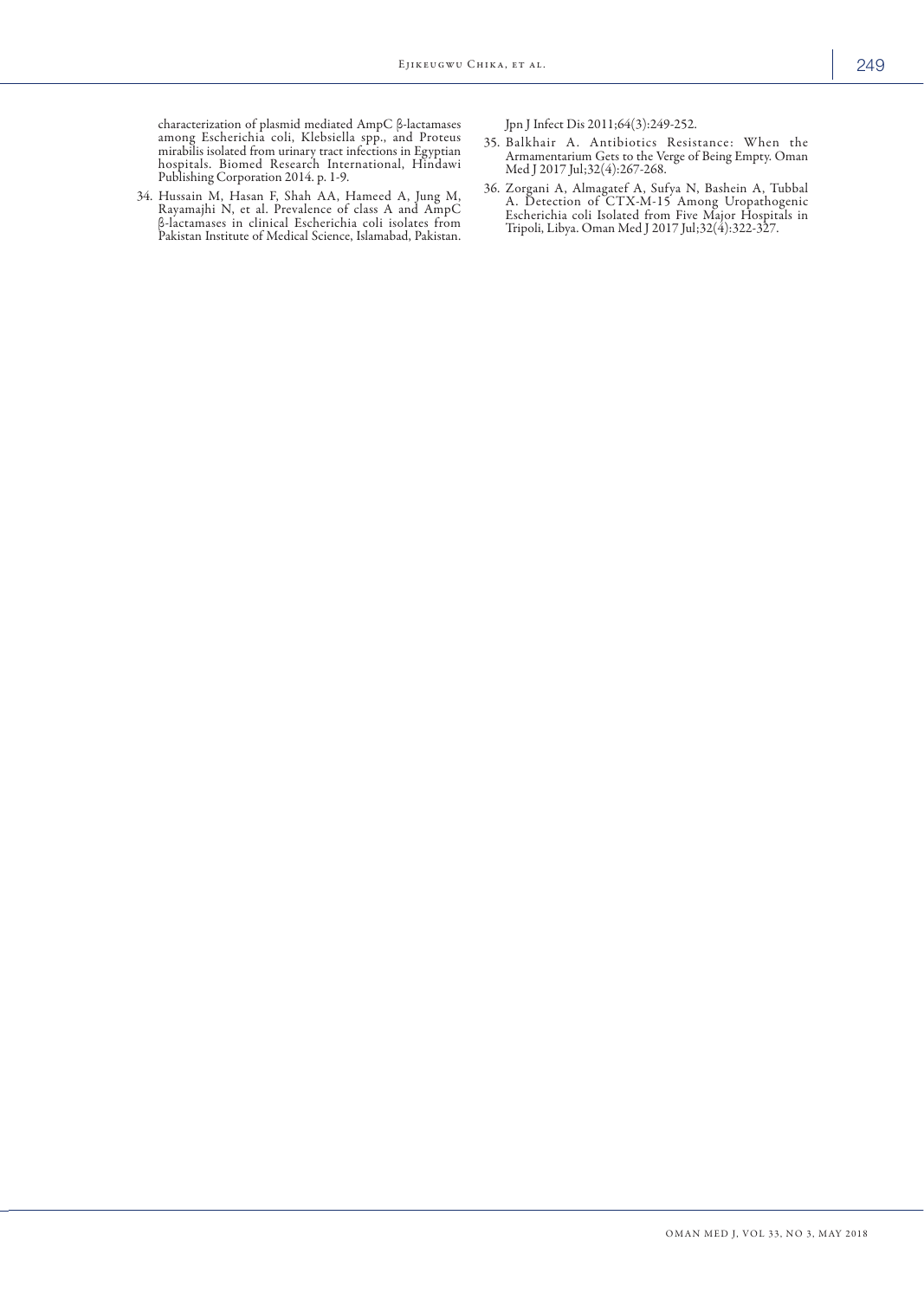characterization of plasmid mediated AmpC β-lactamases among Escherichia coli, Klebsiella spp., and Proteus mirabilis isolated from urinary tract infections in Egyptian hospitals. Biomed Research International, Hindawi Publishing Corporation 2014. p. 1-9.

34. Hussain M, Hasan F, Shah AA, Hameed A, Jung M, Rayamajhi N, et al. Prevalence of class A and AmpC β-lactamases in clinical Escherichia coli isolates from Pakistan Institute of Medical Science, Islamabad, Pakistan. Jpn J Infect Dis 2011;64(3):249-252.

35. Balkhair A. Antibiotics Resistance: When the Armamentarium Gets to the Verge of Being Empty. Oman Med J 2017 Jul;32(4):267-268.

36. Zorgani A, Almagatef A, Sufya N, Bashein A, Tubbal A. Detection of CTX-M-15 Among Uropathogenic Escherichia coli Isolated from Five Major Hospitals in Tripoli, Libya. Oman Med J 2017 Jul;32(4):322-327.